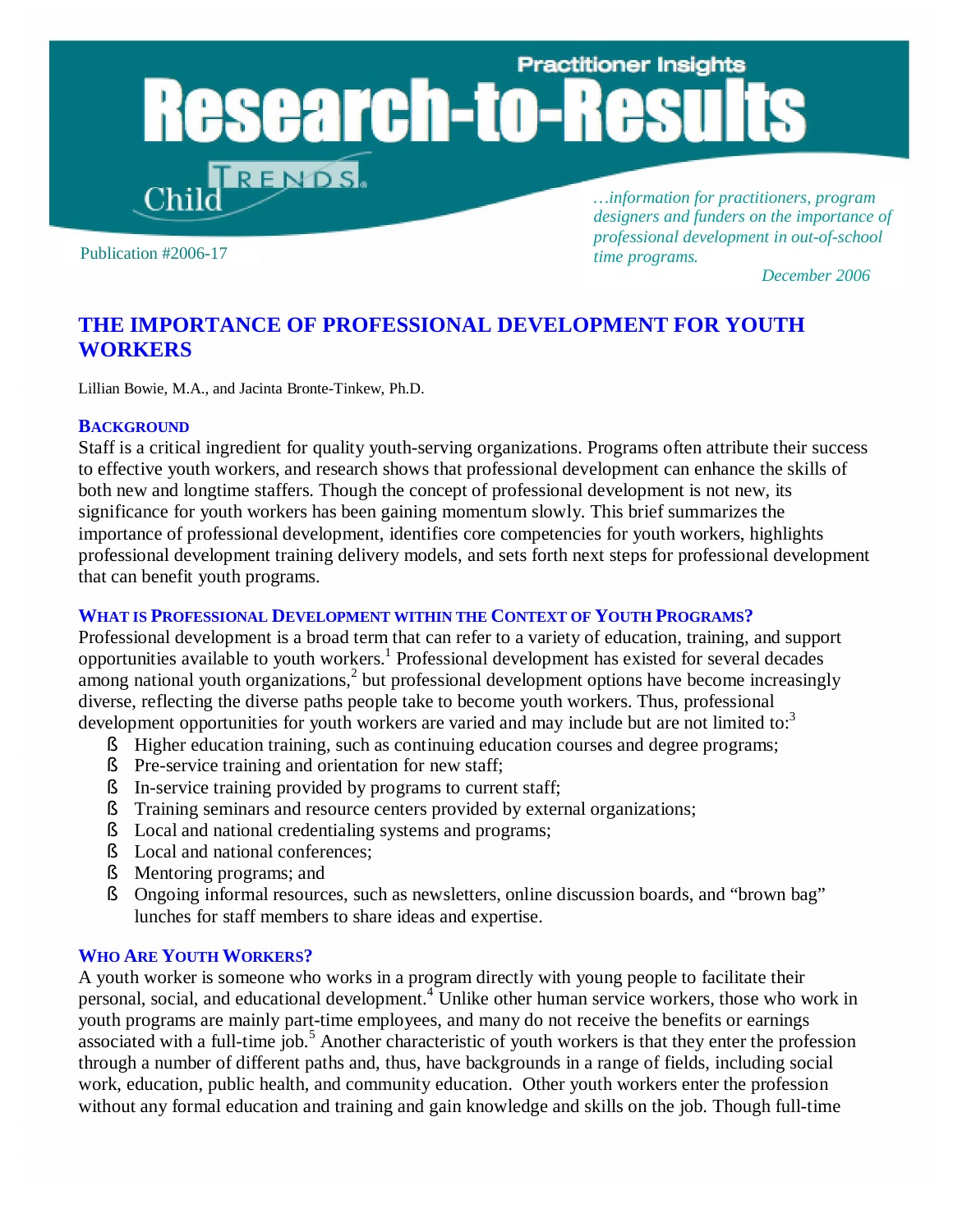Practitioner Insights

# Research-to-Results

Child Trends

Publication #2006-17

*…information for practitioners, program designers and funders on the importance of professional development in out-of-school time programs.*

*December 2006*

## THE IMPORTANCE OF PROFESSIONAL DEVELOPMENT FOR YOUTH WORKERS

Lillian Bowie, M.A., and Jacinta Bronte-Tinkew, Ph.D.

### Background

Staff is a critical ingredient for quality youth-serving organizations. Programs often attribute their success to effective youth workers, and research shows that professional development can enhance the skills of both new and longtime staffers. Though the concept of professional development is not new, its significance for youth workers has been gaining momentum slowly. This brief summarizes the importance of professional development, identifies core competencies for youth workers, highlights professional development training delivery models, and sets forth next steps for professional development that can benefit youth programs.

### What is Professional Development within the Context of Youth Programs?

Professional development is a broad term that can refer to a variety of education, training, and support opportunities available to youth workers.[1] Professional development has existed for several decades among national youth organizations,[2] but professional development options have become increasingly diverse, reflecting the diverse paths people take to become youth workers. Thus, professional development opportunities for youth workers are varied and may include but are not limited to:[3]

- Higher education training, such as continuing education courses and degree programs;
- Pre-service training and orientation for new staff;
- In-service training provided by programs to current staff;
- Training seminars and resource centers provided by external organizations;
- Local and national credentialing systems and programs;
- Local and national conferences;
- Mentoring programs; and
- Ongoing informal resources, such as newsletters, online discussion boards, and "brown bag" lunches for staff members to share ideas and expertise.

### Who Are Youth Workers?

A youth worker is someone who works in a program directly with young people to facilitate their personal, social, and educational development.[4] Unlike other human service workers, those who work in youth programs are mainly part-time employees, and many do not receive the benefits or earnings associated with a full-time job.[5] Another characteristic of youth workers is that they enter the profession through a number of different paths and, thus, have backgrounds in a range of fields, including social work, education, public health, and community education. Other youth workers enter the profession without any formal education and training and gain knowledge and skills on the job. Though full-time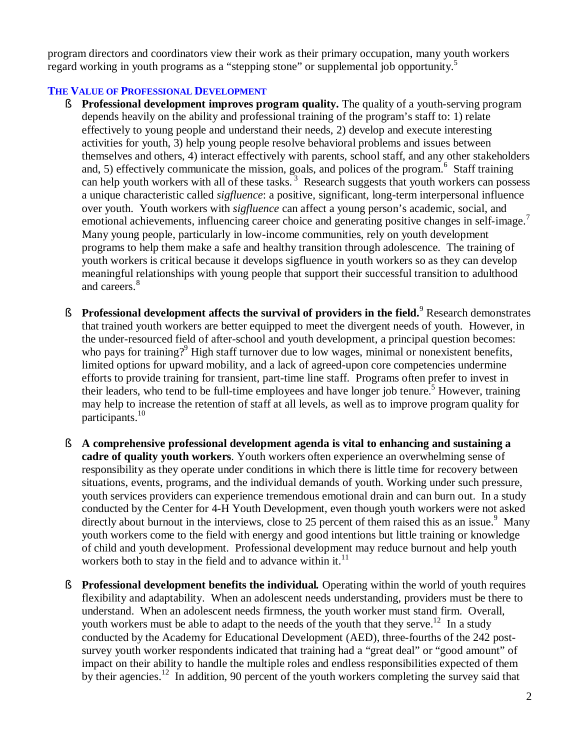program directors and coordinators view their work as their primary occupation, many youth workers regard working in youth programs as a "stepping stone" or supplemental job opportunity.[5]

### THE VALUE OF PROFESSIONAL DEVELOPMENT

- **Professional development improves program quality.** The quality of a youth-serving program depends heavily on the ability and professional training of the program's staff to: 1) relate effectively to young people and understand their needs, 2) develop and execute interesting activities for youth, 3) help young people resolve behavioral problems and issues between themselves and others, 4) interact effectively with parents, school staff, and any other stakeholders and, 5) effectively communicate the mission, goals, and polices of the program.[6] Staff training can help youth workers with all of these tasks.[3] Research suggests that youth workers can possess a unique characteristic called *sigfluence*: a positive, significant, long-term interpersonal influence over youth. Youth workers with *sigfluence* can affect a young person's academic, social, and emotional achievements, influencing career choice and generating positive changes in self-image.[7] Many young people, particularly in low-income communities, rely on youth development programs to help them make a safe and healthy transition through adolescence. The training of youth workers is critical because it develops sigfluence in youth workers so as they can develop meaningful relationships with young people that support their successful transition to adulthood and careers.[8]

- **Professional development affects the survival of providers in the field.**[9] Research demonstrates that trained youth workers are better equipped to meet the divergent needs of youth. However, in the under-resourced field of after-school and youth development, a principal question becomes: who pays for training?[9] High staff turnover due to low wages, minimal or nonexistent benefits, limited options for upward mobility, and a lack of agreed-upon core competencies undermine efforts to provide training for transient, part-time line staff. Programs often prefer to invest in their leaders, who tend to be full-time employees and have longer job tenure.[5] However, training may help to increase the retention of staff at all levels, as well as to improve program quality for participants.[10]

- **A comprehensive professional development agenda is vital to enhancing and sustaining a cadre of quality youth workers**. Youth workers often experience an overwhelming sense of responsibility as they operate under conditions in which there is little time for recovery between situations, events, programs, and the individual demands of youth. Working under such pressure, youth services providers can experience tremendous emotional drain and can burn out. In a study conducted by the Center for 4-H Youth Development, even though youth workers were not asked directly about burnout in the interviews, close to 25 percent of them raised this as an issue.[9] Many youth workers come to the field with energy and good intentions but little training or knowledge of child and youth development. Professional development may reduce burnout and help youth workers both to stay in the field and to advance within it.[11]

- **Professional development benefits the individual.** Operating within the world of youth requires flexibility and adaptability. When an adolescent needs understanding, providers must be there to understand. When an adolescent needs firmness, the youth worker must stand firm. Overall, youth workers must be able to adapt to the needs of the youth that they serve.[12] In a study conducted by the Academy for Educational Development (AED), three-fourths of the 242 post-survey youth worker respondents indicated that training had a "great deal" or "good amount" of impact on their ability to handle the multiple roles and endless responsibilities expected of them by their agencies.[12] In addition, 90 percent of the youth workers completing the survey said that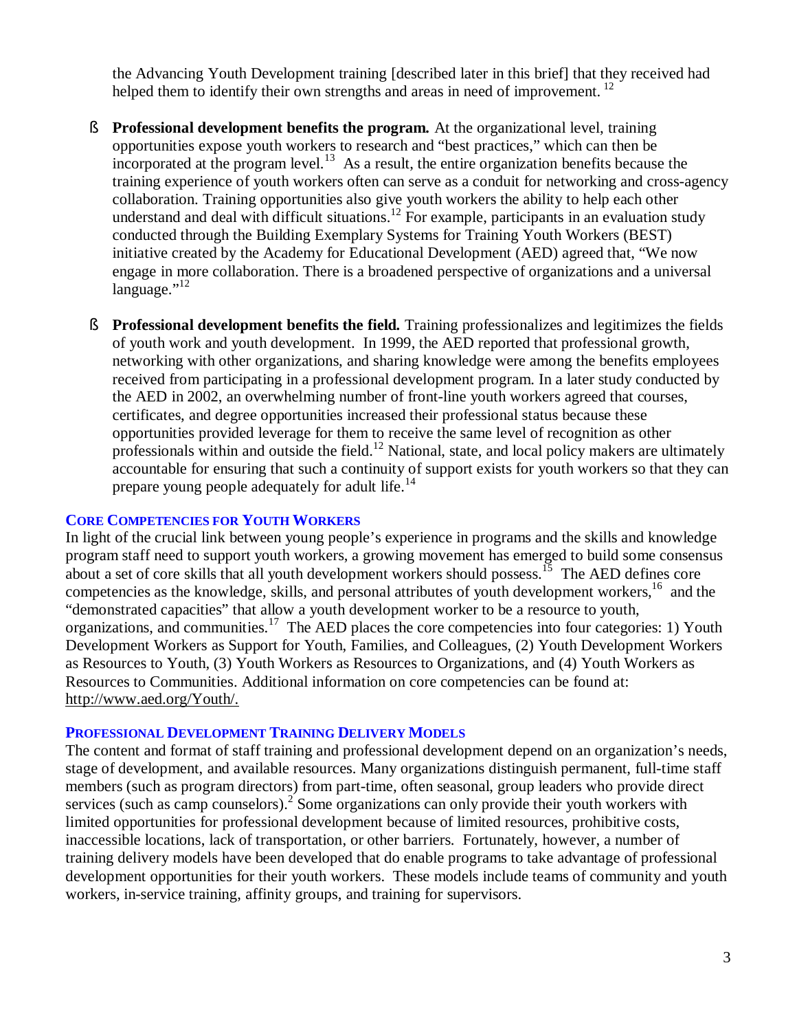the Advancing Youth Development training [described later in this brief] that they received had helped them to identify their own strengths and areas in need of improvement. [12]

- **Professional development benefits the program.** At the organizational level, training opportunities expose youth workers to research and "best practices," which can then be incorporated at the program level.[13] As a result, the entire organization benefits because the training experience of youth workers often can serve as a conduit for networking and cross-agency collaboration. Training opportunities also give youth workers the ability to help each other understand and deal with difficult situations.[12] For example, participants in an evaluation study conducted through the Building Exemplary Systems for Training Youth Workers (BEST) initiative created by the Academy for Educational Development (AED) agreed that, "We now engage in more collaboration. There is a broadened perspective of organizations and a universal language."[12]

- **Professional development benefits the field.** Training professionalizes and legitimizes the fields of youth work and youth development. In 1999, the AED reported that professional growth, networking with other organizations, and sharing knowledge were among the benefits employees received from participating in a professional development program. In a later study conducted by the AED in 2002, an overwhelming number of front-line youth workers agreed that courses, certificates, and degree opportunities increased their professional status because these opportunities provided leverage for them to receive the same level of recognition as other professionals within and outside the field.[12] National, state, and local policy makers are ultimately accountable for ensuring that such a continuity of support exists for youth workers so that they can prepare young people adequately for adult life.[14]

## Core Competencies for Youth Workers

In light of the crucial link between young people's experience in programs and the skills and knowledge program staff need to support youth workers, a growing movement has emerged to build some consensus about a set of core skills that all youth development workers should possess.[15] The AED defines core competencies as the knowledge, skills, and personal attributes of youth development workers,[16] and the "demonstrated capacities" that allow a youth development worker to be a resource to youth, organizations, and communities.[17] The AED places the core competencies into four categories: 1) Youth Development Workers as Support for Youth, Families, and Colleagues, (2) Youth Development Workers as Resources to Youth, (3) Youth Workers as Resources to Organizations, and (4) Youth Workers as Resources to Communities. Additional information on core competencies can be found at: http://www.aed.org/Youth/.

## Professional Development Training Delivery Models

The content and format of staff training and professional development depend on an organization's needs, stage of development, and available resources. Many organizations distinguish permanent, full-time staff members (such as program directors) from part-time, often seasonal, group leaders who provide direct services (such as camp counselors).[2] Some organizations can only provide their youth workers with limited opportunities for professional development because of limited resources, prohibitive costs, inaccessible locations, lack of transportation, or other barriers. Fortunately, however, a number of training delivery models have been developed that do enable programs to take advantage of professional development opportunities for their youth workers. These models include teams of community and youth workers, in-service training, affinity groups, and training for supervisors.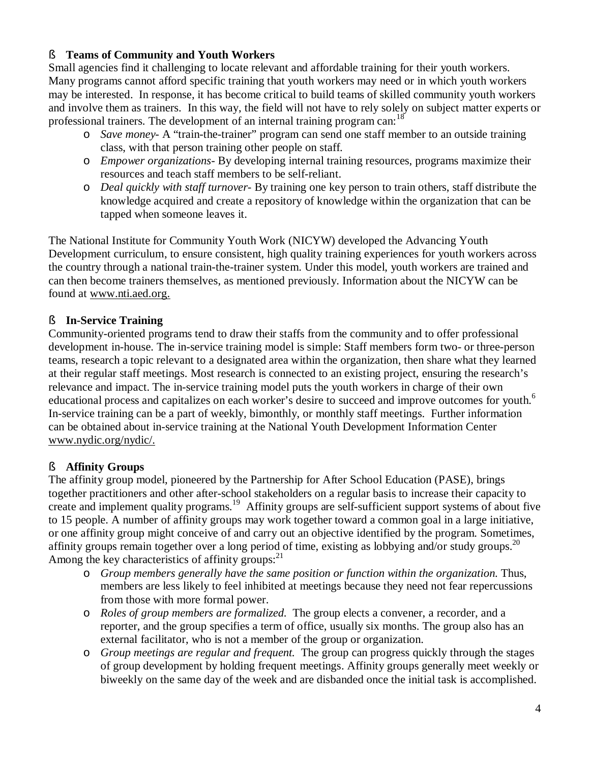### Teams of Community and Youth Workers

Small agencies find it challenging to locate relevant and affordable training for their youth workers. Many programs cannot afford specific training that youth workers may need or in which youth workers may be interested. In response, it has become critical to build teams of skilled community youth workers and involve them as trainers. In this way, the field will not have to rely solely on subject matter experts or professional trainers. The development of an internal training program can:[18]

- *Save money*- A "train-the-trainer" program can send one staff member to an outside training class, with that person training other people on staff.
- *Empower organizations*- By developing internal training resources, programs maximize their resources and teach staff members to be self-reliant.
- *Deal quickly with staff turnover*- By training one key person to train others, staff distribute the knowledge acquired and create a repository of knowledge within the organization that can be tapped when someone leaves it.

The National Institute for Community Youth Work (NICYW) developed the Advancing Youth Development curriculum, to ensure consistent, high quality training experiences for youth workers across the country through a national train-the-trainer system. Under this model, youth workers are trained and can then become trainers themselves, as mentioned previously. Information about the NICYW can be found at www.nti.aed.org.

### In-Service Training

Community-oriented programs tend to draw their staffs from the community and to offer professional development in-house. The in-service training model is simple: Staff members form two- or three-person teams, research a topic relevant to a designated area within the organization, then share what they learned at their regular staff meetings. Most research is connected to an existing project, ensuring the research's relevance and impact. The in-service training model puts the youth workers in charge of their own educational process and capitalizes on each worker's desire to succeed and improve outcomes for youth.[6] In-service training can be a part of weekly, bimonthly, or monthly staff meetings. Further information can be obtained about in-service training at the National Youth Development Information Center www.nydic.org/nydic/.

### Affinity Groups

The affinity group model, pioneered by the Partnership for After School Education (PASE), brings together practitioners and other after-school stakeholders on a regular basis to increase their capacity to create and implement quality programs.[19] Affinity groups are self-sufficient support systems of about five to 15 people. A number of affinity groups may work together toward a common goal in a large initiative, or one affinity group might conceive of and carry out an objective identified by the program. Sometimes, affinity groups remain together over a long period of time, existing as lobbying and/or study groups.[20] Among the key characteristics of affinity groups:[21]

- *Group members generally have the same position or function within the organization.* Thus, members are less likely to feel inhibited at meetings because they need not fear repercussions from those with more formal power.
- *Roles of group members are formalized.* The group elects a convener, a recorder, and a reporter, and the group specifies a term of office, usually six months. The group also has an external facilitator, who is not a member of the group or organization.
- *Group meetings are regular and frequent.* The group can progress quickly through the stages of group development by holding frequent meetings. Affinity groups generally meet weekly or biweekly on the same day of the week and are disbanded once the initial task is accomplished.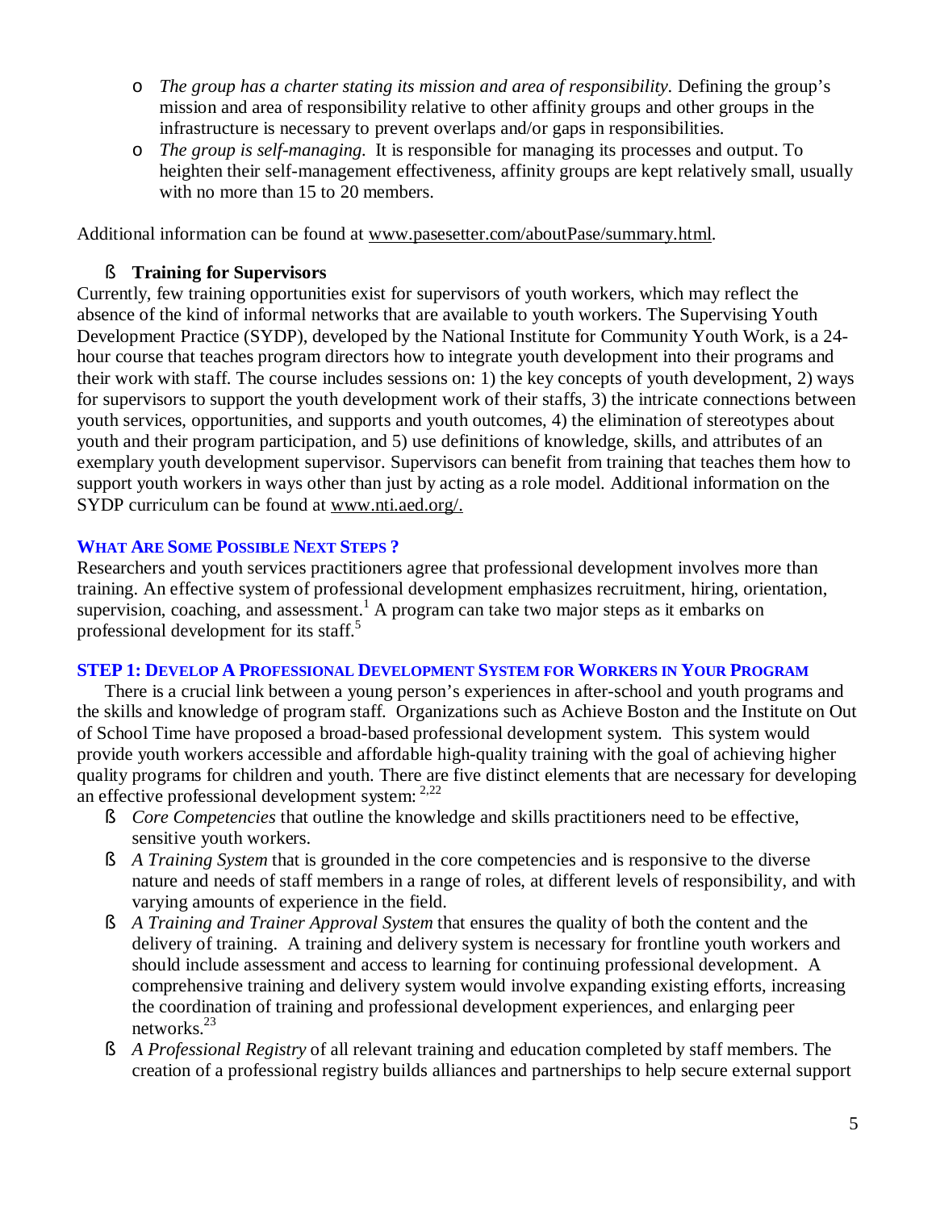- *The group has a charter stating its mission and area of responsibility*. Defining the group's mission and area of responsibility relative to other affinity groups and other groups in the infrastructure is necessary to prevent overlaps and/or gaps in responsibilities.
- *The group is self-managing.* It is responsible for managing its processes and output. To heighten their self-management effectiveness, affinity groups are kept relatively small, usually with no more than 15 to 20 members.

Additional information can be found at www.pasesetter.com/aboutPase/summary.html.

- **Training for Supervisors**

Currently, few training opportunities exist for supervisors of youth workers, which may reflect the absence of the kind of informal networks that are available to youth workers. The Supervising Youth Development Practice (SYDP), developed by the National Institute for Community Youth Work, is a 24-hour course that teaches program directors how to integrate youth development into their programs and their work with staff. The course includes sessions on: 1) the key concepts of youth development, 2) ways for supervisors to support the youth development work of their staffs, 3) the intricate connections between youth services, opportunities, and supports and youth outcomes, 4) the elimination of stereotypes about youth and their program participation, and 5) use definitions of knowledge, skills, and attributes of an exemplary youth development supervisor. Supervisors can benefit from training that teaches them how to support youth workers in ways other than just by acting as a role model. Additional information on the SYDP curriculum can be found at www.nti.aed.org/.

## What Are Some Possible Next Steps ?

Researchers and youth services practitioners agree that professional development involves more than training. An effective system of professional development emphasizes recruitment, hiring, orientation, supervision, coaching, and assessment.[1] A program can take two major steps as it embarks on professional development for its staff.[5]

### STEP 1: Develop A Professional Development System for Workers in Your Program

There is a crucial link between a young person's experiences in after-school and youth programs and the skills and knowledge of program staff. Organizations such as Achieve Boston and the Institute on Out of School Time have proposed a broad-based professional development system. This system would provide youth workers accessible and affordable high-quality training with the goal of achieving higher quality programs for children and youth. There are five distinct elements that are necessary for developing an effective professional development system: [2,22]

- *Core Competencies* that outline the knowledge and skills practitioners need to be effective, sensitive youth workers.
- *A Training System* that is grounded in the core competencies and is responsive to the diverse nature and needs of staff members in a range of roles, at different levels of responsibility, and with varying amounts of experience in the field.
- *A Training and Trainer Approval System* that ensures the quality of both the content and the delivery of training. A training and delivery system is necessary for frontline youth workers and should include assessment and access to learning for continuing professional development. A comprehensive training and delivery system would involve expanding existing efforts, increasing the coordination of training and professional development experiences, and enlarging peer networks.[23]
- *A Professional Registry* of all relevant training and education completed by staff members. The creation of a professional registry builds alliances and partnerships to help secure external support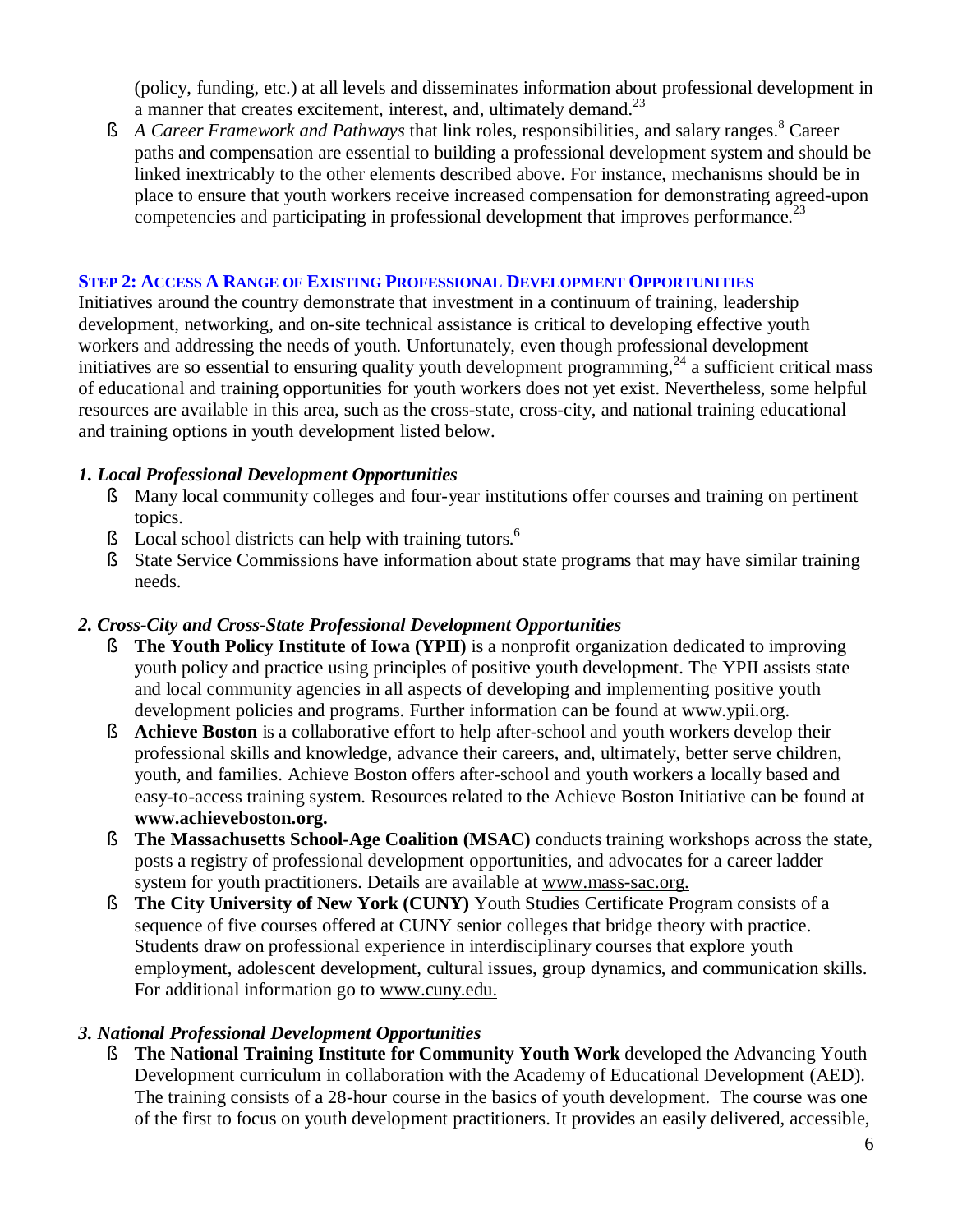(policy, funding, etc.) at all levels and disseminates information about professional development in a manner that creates excitement, interest, and, ultimately demand.[23]

- *A Career Framework and Pathways* that link roles, responsibilities, and salary ranges.[8] Career paths and compensation are essential to building a professional development system and should be linked inextricably to the other elements described above. For instance, mechanisms should be in place to ensure that youth workers receive increased compensation for demonstrating agreed-upon competencies and participating in professional development that improves performance.[23]

### STEP 2: ACCESS A RANGE OF EXISTING PROFESSIONAL DEVELOPMENT OPPORTUNITIES

Initiatives around the country demonstrate that investment in a continuum of training, leadership development, networking, and on-site technical assistance is critical to developing effective youth workers and addressing the needs of youth. Unfortunately, even though professional development initiatives are so essential to ensuring quality youth development programming,[24] a sufficient critical mass of educational and training opportunities for youth workers does not yet exist. Nevertheless, some helpful resources are available in this area, such as the cross-state, cross-city, and national training educational and training options in youth development listed below.

#### *1. Local Professional Development Opportunities*

- Many local community colleges and four-year institutions offer courses and training on pertinent topics.
- Local school districts can help with training tutors.[6]
- State Service Commissions have information about state programs that may have similar training needs.

#### *2. Cross-City and Cross-State Professional Development Opportunities*

- **The Youth Policy Institute of Iowa (YPII)** is a nonprofit organization dedicated to improving youth policy and practice using principles of positive youth development. The YPII assists state and local community agencies in all aspects of developing and implementing positive youth development policies and programs. Further information can be found at www.ypii.org.
- **Achieve Boston** is a collaborative effort to help after-school and youth workers develop their professional skills and knowledge, advance their careers, and, ultimately, better serve children, youth, and families. Achieve Boston offers after-school and youth workers a locally based and easy-to-access training system. Resources related to the Achieve Boston Initiative can be found at **www.achieveboston.org.**
- **The Massachusetts School-Age Coalition (MSAC)** conducts training workshops across the state, posts a registry of professional development opportunities, and advocates for a career ladder system for youth practitioners. Details are available at www.mass-sac.org.
- **The City University of New York (CUNY)** Youth Studies Certificate Program consists of a sequence of five courses offered at CUNY senior colleges that bridge theory with practice. Students draw on professional experience in interdisciplinary courses that explore youth employment, adolescent development, cultural issues, group dynamics, and communication skills. For additional information go to www.cuny.edu.

#### *3. National Professional Development Opportunities*

- **The National Training Institute for Community Youth Work** developed the Advancing Youth Development curriculum in collaboration with the Academy of Educational Development (AED). The training consists of a 28-hour course in the basics of youth development. The course was one of the first to focus on youth development practitioners. It provides an easily delivered, accessible,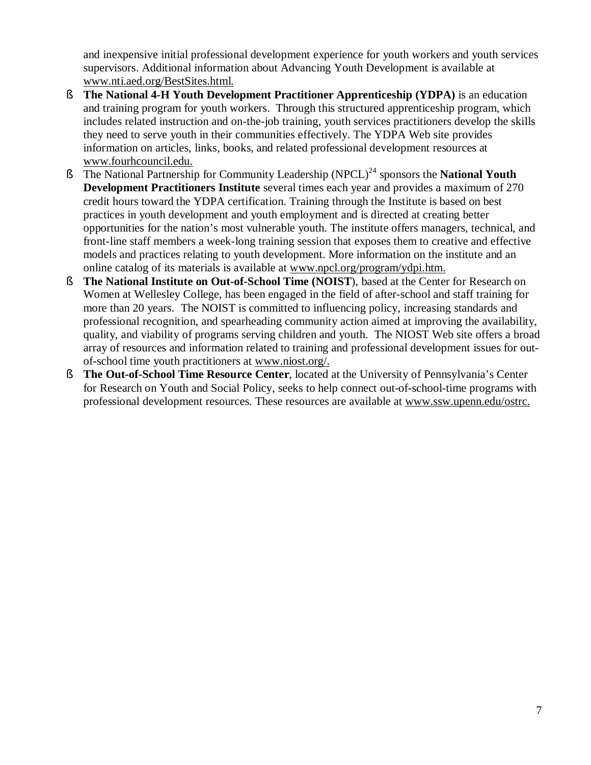and inexpensive initial professional development experience for youth workers and youth services supervisors. Additional information about Advancing Youth Development is available at www.nti.aed.org/BestSites.html.

- **The National 4-H Youth Development Practitioner Apprenticeship (YDPA)** is an education and training program for youth workers. Through this structured apprenticeship program, which includes related instruction and on-the-job training, youth services practitioners develop the skills they need to serve youth in their communities effectively. The YDPA Web site provides information on articles, links, books, and related professional development resources at www.fourhcouncil.edu.
- The National Partnership for Community Leadership (NPCL)[24] sponsors the **National Youth Development Practitioners Institute** several times each year and provides a maximum of 270 credit hours toward the YDPA certification. Training through the Institute is based on best practices in youth development and youth employment and is directed at creating better opportunities for the nation's most vulnerable youth. The institute offers managers, technical, and front-line staff members a week-long training session that exposes them to creative and effective models and practices relating to youth development. More information on the institute and an online catalog of its materials is available at www.npcl.org/program/ydpi.htm.
- **The National Institute on Out-of-School Time (NOIST**), based at the Center for Research on Women at Wellesley College, has been engaged in the field of after-school and staff training for more than 20 years. The NOIST is committed to influencing policy, increasing standards and professional recognition, and spearheading community action aimed at improving the availability, quality, and viability of programs serving children and youth. The NIOST Web site offers a broad array of resources and information related to training and professional development issues for out-of-school time youth practitioners at www.niost.org/.
- **The Out-of-School Time Resource Center**, located at the University of Pennsylvania's Center for Research on Youth and Social Policy, seeks to help connect out-of-school-time programs with professional development resources. These resources are available at www.ssw.upenn.edu/ostrc.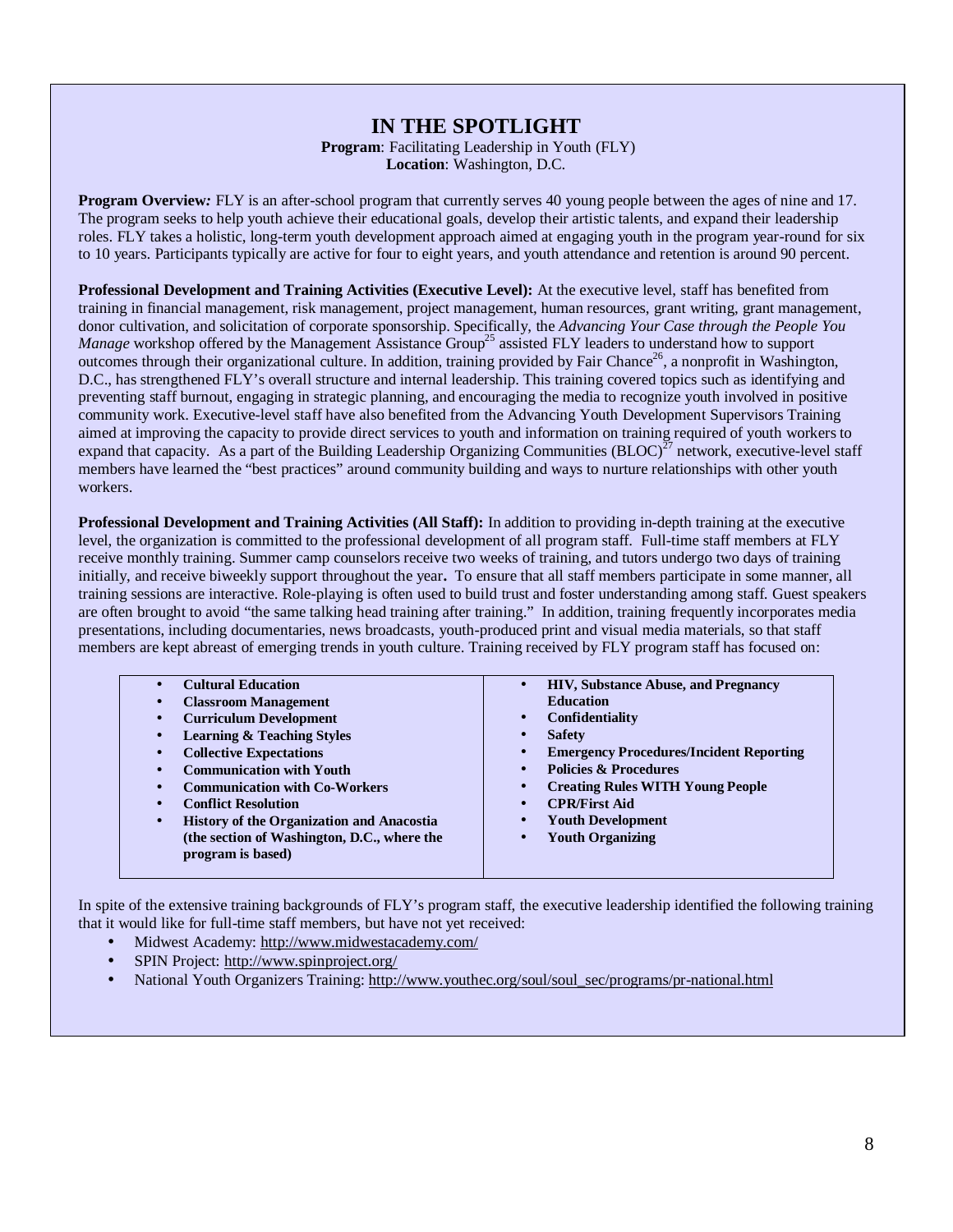## IN THE SPOTLIGHT

**Program**: Facilitating Leadership in Youth (FLY)
**Location**: Washington, D.C.

**Program Overview***:* FLY is an after-school program that currently serves 40 young people between the ages of nine and 17. The program seeks to help youth achieve their educational goals, develop their artistic talents, and expand their leadership roles. FLY takes a holistic, long-term youth development approach aimed at engaging youth in the program year-round for six to 10 years. Participants typically are active for four to eight years, and youth attendance and retention is around 90 percent.

**Professional Development and Training Activities (Executive Level):** At the executive level, staff has benefited from training in financial management, risk management, project management, human resources, grant writing, grant management, donor cultivation, and solicitation of corporate sponsorship. Specifically, the *Advancing Your Case through the People You Manage* workshop offered by the Management Assistance Group[25] assisted FLY leaders to understand how to support outcomes through their organizational culture. In addition, training provided by Fair Chance[26], a nonprofit in Washington, D.C., has strengthened FLY's overall structure and internal leadership. This training covered topics such as identifying and preventing staff burnout, engaging in strategic planning, and encouraging the media to recognize youth involved in positive community work. Executive-level staff have also benefited from the Advancing Youth Development Supervisors Training aimed at improving the capacity to provide direct services to youth and information on training required of youth workers to expand that capacity. As a part of the Building Leadership Organizing Communities (BLOC)[27] network, executive-level staff members have learned the "best practices" around community building and ways to nurture relationships with other youth workers.

**Professional Development and Training Activities (All Staff):** In addition to providing in-depth training at the executive level, the organization is committed to the professional development of all program staff. Full-time staff members at FLY receive monthly training. Summer camp counselors receive two weeks of training, and tutors undergo two days of training initially, and receive biweekly support throughout the year**.** To ensure that all staff members participate in some manner, all training sessions are interactive. Role-playing is often used to build trust and foster understanding among staff. Guest speakers are often brought to avoid "the same talking head training after training." In addition, training frequently incorporates media presentations, including documentaries, news broadcasts, youth-produced print and visual media materials, so that staff members are kept abreast of emerging trends in youth culture. Training received by FLY program staff has focused on:

- **Cultural Education**
- **Classroom Management**
- **Curriculum Development**
- **Learning & Teaching Styles**
- **Collective Expectations**
- **Communication with Youth**
- **Communication with Co-Workers**
- **Conflict Resolution**
- **History of the Organization and Anacostia (the section of Washington, D.C., where the program is based)**
- **HIV, Substance Abuse, and Pregnancy Education**
- **Confidentiality**
- **Safety**
- **Emergency Procedures/Incident Reporting**
- **Policies & Procedures**
- **Creating Rules WITH Young People**
- **CPR/First Aid**
- **Youth Development**
- **Youth Organizing**

In spite of the extensive training backgrounds of FLY's program staff, the executive leadership identified the following training that it would like for full-time staff members, but have not yet received:

- Midwest Academy: http://www.midwestacademy.com/
- SPIN Project: http://www.spinproject.org/
- National Youth Organizers Training: http://www.youthec.org/soul/soul_sec/programs/pr-national.html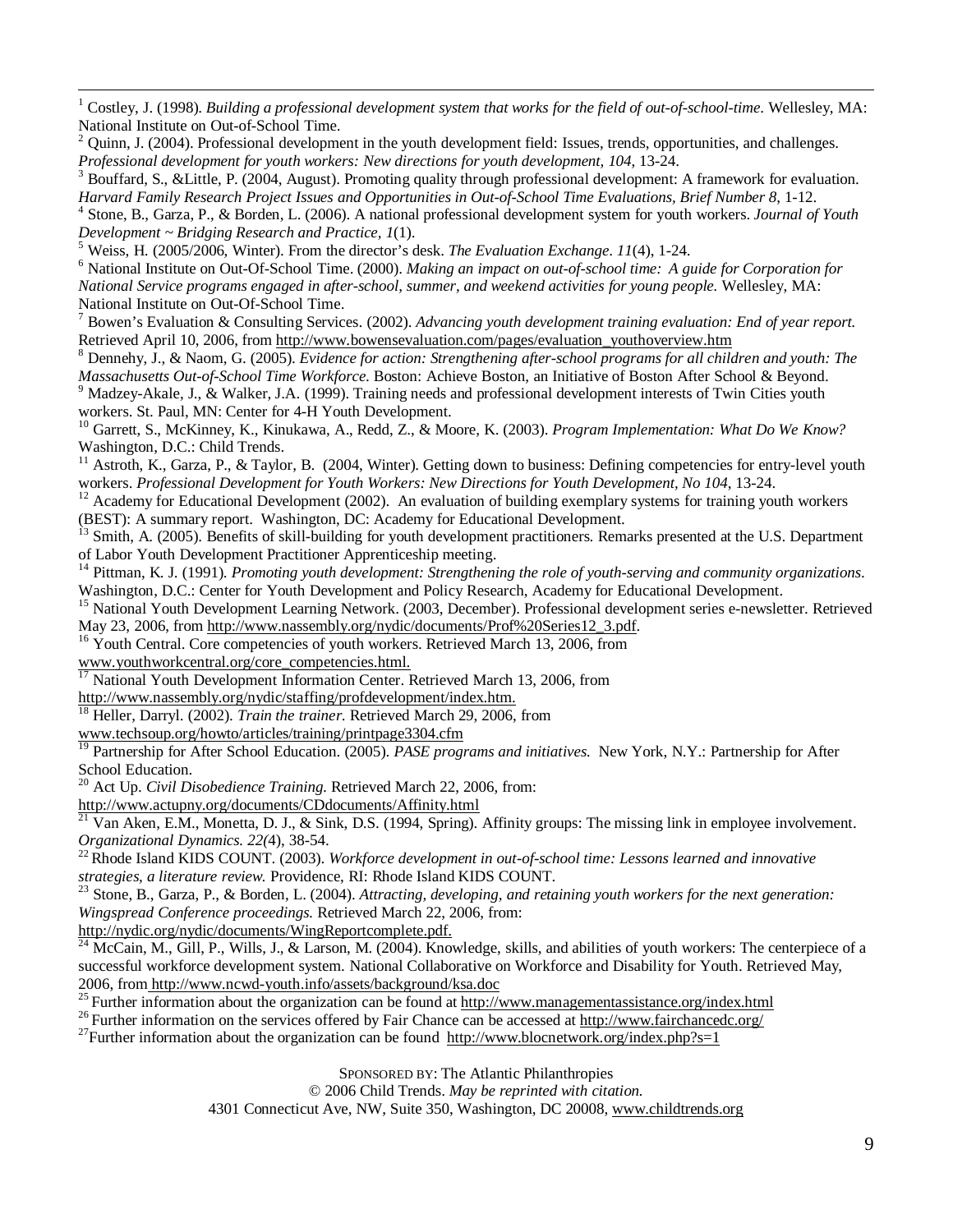[1] Costley, J. (1998). *Building a professional development system that works for the field of out-of-school-time*. Wellesley, MA: National Institute on Out-of-School Time.

[2] Quinn, J. (2004). Professional development in the youth development field: Issues, trends, opportunities, and challenges. *Professional development for youth workers: New directions for youth development, 104*, 13-24.

[3] Bouffard, S., &Little, P. (2004, August). Promoting quality through professional development: A framework for evaluation. *Harvard Family Research Project Issues and Opportunities in Out-of-School Time Evaluations, Brief Number 8*, 1-12.

[4] Stone, B., Garza, P., & Borden, L. (2006). A national professional development system for youth workers. *Journal of Youth Development ~ Bridging Research and Practice, 1*(1).

[5] Weiss, H. (2005/2006, Winter). From the director's desk. *The Evaluation Exchange*. *11*(4), 1-24.

[6] National Institute on Out-Of-School Time. (2000). *Making an impact on out-of-school time: A guide for Corporation for National Service programs engaged in after-school, summer, and weekend activities for young people.* Wellesley, MA: National Institute on Out-Of-School Time.

[7] Bowen's Evaluation & Consulting Services. (2002). *Advancing youth development training evaluation: End of year report.* Retrieved April 10, 2006, from http://www.bowensevaluation.com/pages/evaluation_youthoverview.htm

[8] Dennehy, J., & Naom, G. (2005). *Evidence for action: Strengthening after-school programs for all children and youth: The Massachusetts Out-of-School Time Workforce*. Boston: Achieve Boston, an Initiative of Boston After School & Beyond.

[9] Madzey-Akale, J., & Walker, J.A. (1999). Training needs and professional development interests of Twin Cities youth workers. St. Paul, MN: Center for 4-H Youth Development.

[10] Garrett, S., McKinney, K., Kinukawa, A., Redd, Z., & Moore, K. (2003). *Program Implementation: What Do We Know?* Washington, D.C.: Child Trends.

[11] Astroth, K., Garza, P., & Taylor, B. (2004, Winter). Getting down to business: Defining competencies for entry-level youth workers. *Professional Development for Youth Workers: New Directions for Youth Development, No 104*, 13-24.

[12] Academy for Educational Development (2002). An evaluation of building exemplary systems for training youth workers (BEST): A summary report. Washington, DC: Academy for Educational Development.

[13] Smith, A. (2005). Benefits of skill-building for youth development practitioners. Remarks presented at the U.S. Department of Labor Youth Development Practitioner Apprenticeship meeting.

[14] Pittman, K. J. (1991). *Promoting youth development: Strengthening the role of youth-serving and community organizations*. Washington, D.C.: Center for Youth Development and Policy Research, Academy for Educational Development.

[15] National Youth Development Learning Network. (2003, December). Professional development series e-newsletter. Retrieved May 23, 2006, from http://www.nassembly.org/nydic/documents/Prof%20Series12_3.pdf.

[16] Youth Central. Core competencies of youth workers. Retrieved March 13, 2006, from www.youthworkcentral.org/core_competencies.html.

[17] National Youth Development Information Center. Retrieved March 13, 2006, from http://www.nassembly.org/nydic/staffing/profdevelopment/index.htm.

[18] Heller, Darryl. (2002). *Train the trainer*. Retrieved March 29, 2006, from www.techsoup.org/howto/articles/training/printpage3304.cfm

[19] Partnership for After School Education. (2005). *PASE programs and initiatives.* New York, N.Y.: Partnership for After School Education.

[20] Act Up. *Civil Disobedience Training.* Retrieved March 22, 2006, from: http://www.actupny.org/documents/CDdocuments/Affinity.html

[21] Van Aken, E.M., Monetta, D. J., & Sink, D.S. (1994, Spring). Affinity groups: The missing link in employee involvement. *Organizational Dynamics. 22(*4), 38-54.

[22] Rhode Island KIDS COUNT. (2003). *Workforce development in out-of-school time: Lessons learned and innovative strategies, a literature review.* Providence, RI: Rhode Island KIDS COUNT.

[23] Stone, B., Garza, P., & Borden, L. (2004). *Attracting, developing, and retaining youth workers for the next generation: Wingspread Conference proceedings.* Retrieved March 22, 2006, from: http://nydic.org/nydic/documents/WingReportcomplete.pdf.

[24] McCain, M., Gill, P., Wills, J., & Larson, M. (2004). Knowledge, skills, and abilities of youth workers: The centerpiece of a successful workforce development system. National Collaborative on Workforce and Disability for Youth. Retrieved May, 2006, from http://www.ncwd-youth.info/assets/background/ksa.doc

[25] Further information about the organization can be found at http://www.managementassistance.org/index.html

[26] Further information on the services offered by Fair Chance can be accessed at http://www.fairchancedc.org/

[27] Further information about the organization can be found http://www.blocnetwork.org/index.php?s=1

SPONSORED BY: The Atlantic Philanthropies
© 2006 Child Trends. *May be reprinted with citation.*
4301 Connecticut Ave, NW, Suite 350, Washington, DC 20008, www.childtrends.org